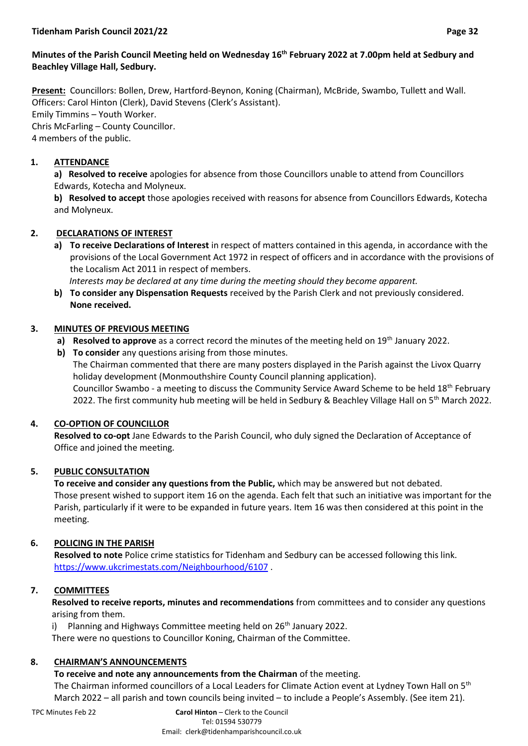**Minutes of the Parish Council Meeting held on Wednesday 16th February 2022 at 7.00pm held at Sedbury and Beachley Village Hall, Sedbury.**

**Present:** Councillors: Bollen, Drew, Hartford-Beynon, Koning (Chairman), McBride, Swambo, Tullett and Wall.
Officers: Carol Hinton (Clerk), David Stevens (Clerk's Assistant).
Emily Timmins – Youth Worker.
Chris McFarling – County Councillor.
4 members of the public.

## 1. ATTENDANCE

**a) Resolved to receive** apologies for absence from those Councillors unable to attend from Councillors Edwards, Kotecha and Molyneux.

**b) Resolved to accept** those apologies received with reasons for absence from Councillors Edwards, Kotecha and Molyneux.

## 2. DECLARATIONS OF INTEREST

**a) To receive Declarations of Interest** in respect of matters contained in this agenda, in accordance with the provisions of the Local Government Act 1972 in respect of officers and in accordance with the provisions of the Localism Act 2011 in respect of members.
*Interests may be declared at any time during the meeting should they become apparent.*

**b) To consider any Dispensation Requests** received by the Parish Clerk and not previously considered.
**None received.**

## 3. MINUTES OF PREVIOUS MEETING

**a) Resolved to approve** as a correct record the minutes of the meeting held on 19th January 2022.

**b) To consider** any questions arising from those minutes.
The Chairman commented that there are many posters displayed in the Parish against the Livox Quarry holiday development (Monmouthshire County Council planning application).
Councillor Swambo - a meeting to discuss the Community Service Award Scheme to be held 18th February 2022. The first community hub meeting will be held in Sedbury & Beachley Village Hall on 5th March 2022.

## 4. CO-OPTION OF COUNCILLOR

**Resolved to co-opt** Jane Edwards to the Parish Council, who duly signed the Declaration of Acceptance of Office and joined the meeting.

## 5. PUBLIC CONSULTATION

**To receive and consider any questions from the Public,** which may be answered but not debated.
Those present wished to support item 16 on the agenda. Each felt that such an initiative was important for the Parish, particularly if it were to be expanded in future years. Item 16 was then considered at this point in the meeting.

## 6. POLICING IN THE PARISH

**Resolved to note** Police crime statistics for Tidenham and Sedbury can be accessed following this link.
https://www.ukcrimestats.com/Neighbourhood/6107 .

## 7. COMMITTEES

**Resolved to receive reports, minutes and recommendations** from committees and to consider any questions arising from them.

i) Planning and Highways Committee meeting held on 26th January 2022.
There were no questions to Councillor Koning, Chairman of the Committee.

## 8. CHAIRMAN'S ANNOUNCEMENTS

**To receive and note any announcements from the Chairman** of the meeting.
The Chairman informed councillors of a Local Leaders for Climate Action event at Lydney Town Hall on 5th March 2022 – all parish and town councils being invited – to include a People's Assembly. (See item 21).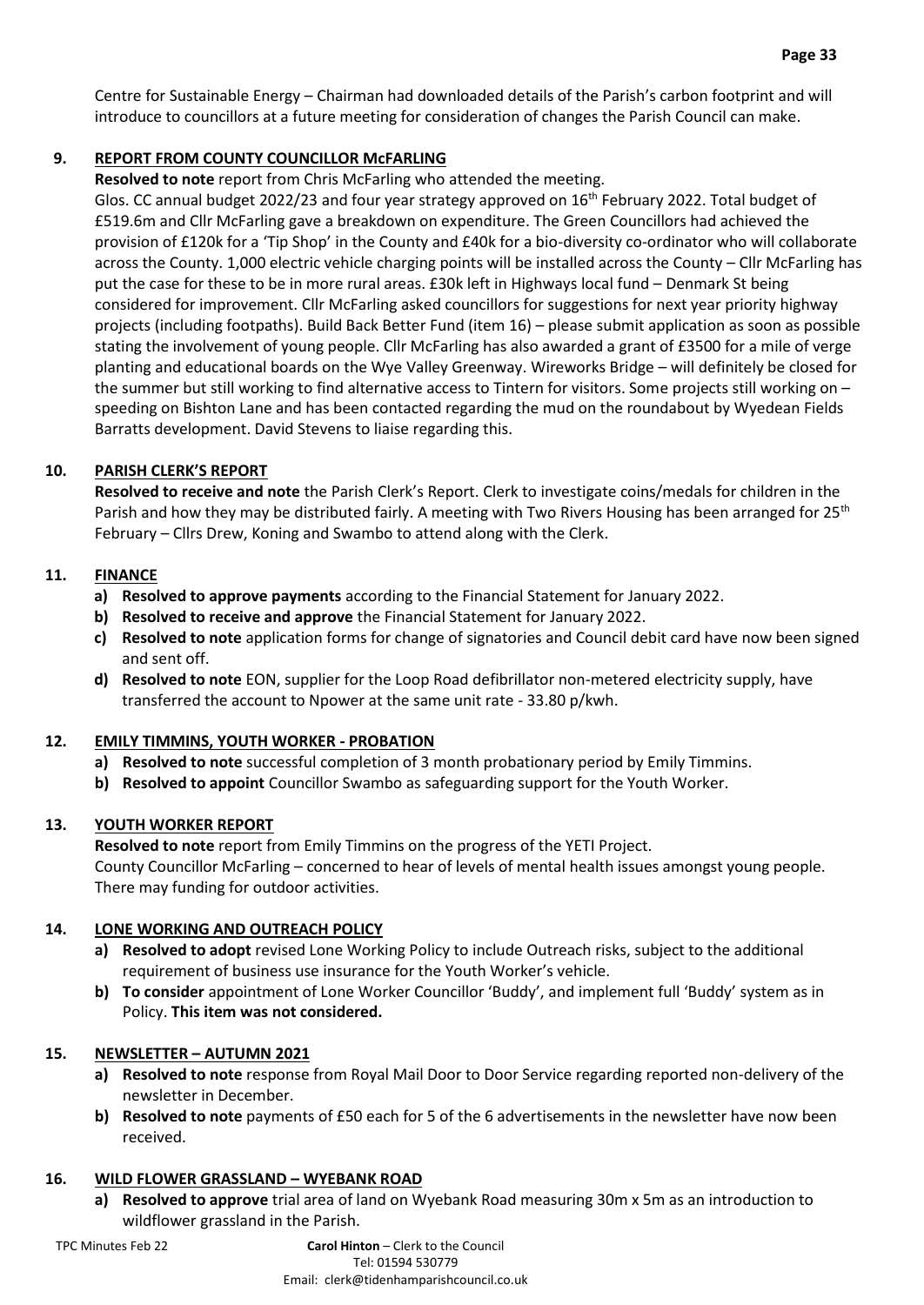Centre for Sustainable Energy – Chairman had downloaded details of the Parish's carbon footprint and will introduce to councillors at a future meeting for consideration of changes the Parish Council can make.

## 9. REPORT FROM COUNTY COUNCILLOR McFARLING

**Resolved to note** report from Chris McFarling who attended the meeting.

Glos. CC annual budget 2022/23 and four year strategy approved on 16th February 2022. Total budget of £519.6m and Cllr McFarling gave a breakdown on expenditure. The Green Councillors had achieved the provision of £120k for a 'Tip Shop' in the County and £40k for a bio-diversity co-ordinator who will collaborate across the County. 1,000 electric vehicle charging points will be installed across the County – Cllr McFarling has put the case for these to be in more rural areas. £30k left in Highways local fund – Denmark St being considered for improvement. Cllr McFarling asked councillors for suggestions for next year priority highway projects (including footpaths). Build Back Better Fund (item 16) – please submit application as soon as possible stating the involvement of young people. Cllr McFarling has also awarded a grant of £3500 for a mile of verge planting and educational boards on the Wye Valley Greenway. Wireworks Bridge – will definitely be closed for the summer but still working to find alternative access to Tintern for visitors. Some projects still working on – speeding on Bishton Lane and has been contacted regarding the mud on the roundabout by Wyedean Fields Barratts development. David Stevens to liaise regarding this.

## 10. PARISH CLERK'S REPORT

**Resolved to receive and note** the Parish Clerk's Report. Clerk to investigate coins/medals for children in the Parish and how they may be distributed fairly. A meeting with Two Rivers Housing has been arranged for 25th February – Cllrs Drew, Koning and Swambo to attend along with the Clerk.

## 11. FINANCE

a) **Resolved to approve payments** according to the Financial Statement for January 2022.
b) **Resolved to receive and approve** the Financial Statement for January 2022.
c) **Resolved to note** application forms for change of signatories and Council debit card have now been signed and sent off.
d) **Resolved to note** EON, supplier for the Loop Road defibrillator non-metered electricity supply, have transferred the account to Npower at the same unit rate - 33.80 p/kwh.

## 12. EMILY TIMMINS, YOUTH WORKER - PROBATION

a) **Resolved to note** successful completion of 3 month probationary period by Emily Timmins.
b) **Resolved to appoint** Councillor Swambo as safeguarding support for the Youth Worker.

## 13. YOUTH WORKER REPORT

**Resolved to note** report from Emily Timmins on the progress of the YETI Project.

County Councillor McFarling – concerned to hear of levels of mental health issues amongst young people. There may funding for outdoor activities.

## 14. LONE WORKING AND OUTREACH POLICY

a) **Resolved to adopt** revised Lone Working Policy to include Outreach risks, subject to the additional requirement of business use insurance for the Youth Worker's vehicle.
b) **To consider** appointment of Lone Worker Councillor 'Buddy', and implement full 'Buddy' system as in Policy. **This item was not considered.**

## 15. NEWSLETTER – AUTUMN 2021

a) **Resolved to note** response from Royal Mail Door to Door Service regarding reported non-delivery of the newsletter in December.
b) **Resolved to note** payments of £50 each for 5 of the 6 advertisements in the newsletter have now been received.

## 16. WILD FLOWER GRASSLAND – WYEBANK ROAD

a) **Resolved to approve** trial area of land on Wyebank Road measuring 30m x 5m as an introduction to wildflower grassland in the Parish.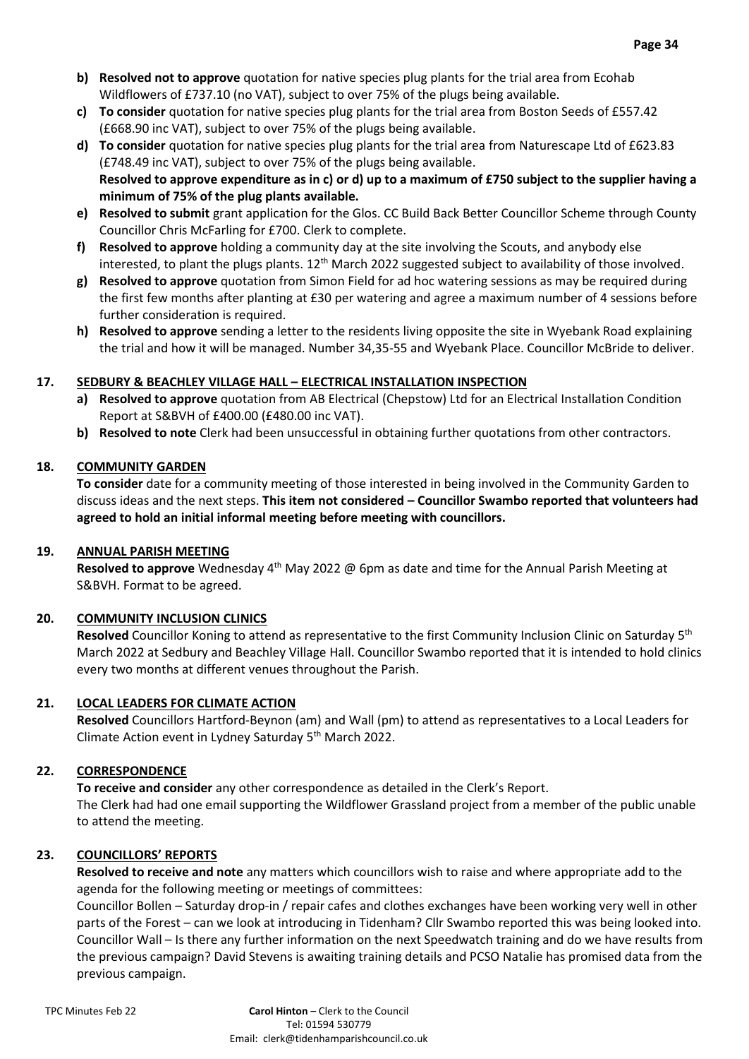- **b) Resolved not to approve** quotation for native species plug plants for the trial area from Ecohab Wildflowers of £737.10 (no VAT), subject to over 75% of the plugs being available.
- **c) To consider** quotation for native species plug plants for the trial area from Boston Seeds of £557.42 (£668.90 inc VAT), subject to over 75% of the plugs being available.
- **d) To consider** quotation for native species plug plants for the trial area from Naturescape Ltd of £623.83 (£748.49 inc VAT), subject to over 75% of the plugs being available.
  **Resolved to approve expenditure as in c) or d) up to a maximum of £750 subject to the supplier having a minimum of 75% of the plug plants available.**
- **e) Resolved to submit** grant application for the Glos. CC Build Back Better Councillor Scheme through County Councillor Chris McFarling for £700. Clerk to complete.
- **f) Resolved to approve** holding a community day at the site involving the Scouts, and anybody else interested, to plant the plugs plants. 12th March 2022 suggested subject to availability of those involved.
- **g) Resolved to approve** quotation from Simon Field for ad hoc watering sessions as may be required during the first few months after planting at £30 per watering and agree a maximum number of 4 sessions before further consideration is required.
- **h) Resolved to approve** sending a letter to the residents living opposite the site in Wyebank Road explaining the trial and how it will be managed. Number 34,35-55 and Wyebank Place. Councillor McBride to deliver.

## 17. SEDBURY & BEACHLEY VILLAGE HALL – ELECTRICAL INSTALLATION INSPECTION

- **a) Resolved to approve** quotation from AB Electrical (Chepstow) Ltd for an Electrical Installation Condition Report at S&BVH of £400.00 (£480.00 inc VAT).
- **b) Resolved to note** Clerk had been unsuccessful in obtaining further quotations from other contractors.

## 18. COMMUNITY GARDEN

**To consider** date for a community meeting of those interested in being involved in the Community Garden to discuss ideas and the next steps. **This item not considered – Councillor Swambo reported that volunteers had agreed to hold an initial informal meeting before meeting with councillors.**

## 19. ANNUAL PARISH MEETING

**Resolved to approve** Wednesday 4th May 2022 @ 6pm as date and time for the Annual Parish Meeting at S&BVH. Format to be agreed.

## 20. COMMUNITY INCLUSION CLINICS

**Resolved** Councillor Koning to attend as representative to the first Community Inclusion Clinic on Saturday 5th March 2022 at Sedbury and Beachley Village Hall. Councillor Swambo reported that it is intended to hold clinics every two months at different venues throughout the Parish.

## 21. LOCAL LEADERS FOR CLIMATE ACTION

**Resolved** Councillors Hartford-Beynon (am) and Wall (pm) to attend as representatives to a Local Leaders for Climate Action event in Lydney Saturday 5th March 2022.

## 22. CORRESPONDENCE

**To receive and consider** any other correspondence as detailed in the Clerk's Report.
The Clerk had had one email supporting the Wildflower Grassland project from a member of the public unable to attend the meeting.

## 23. COUNCILLORS' REPORTS

**Resolved to receive and note** any matters which councillors wish to raise and where appropriate add to the agenda for the following meeting or meetings of committees:
Councillor Bollen – Saturday drop-in / repair cafes and clothes exchanges have been working very well in other parts of the Forest – can we look at introducing in Tidenham? Cllr Swambo reported this was being looked into.
Councillor Wall – Is there any further information on the next Speedwatch training and do we have results from the previous campaign? David Stevens is awaiting training details and PCSO Natalie has promised data from the previous campaign.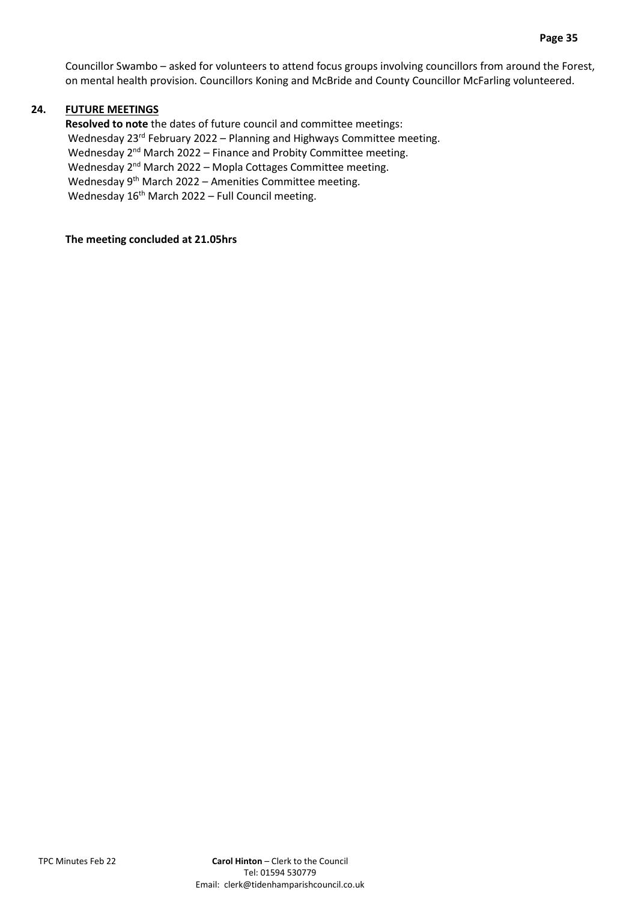Councillor Swambo – asked for volunteers to attend focus groups involving councillors from around the Forest, on mental health provision. Councillors Koning and McBride and County Councillor McFarling volunteered.

## 24. FUTURE MEETINGS

**Resolved to note** the dates of future council and committee meetings:

Wednesday 23rd February 2022 – Planning and Highways Committee meeting.
Wednesday 2nd March 2022 – Finance and Probity Committee meeting.
Wednesday 2nd March 2022 – Mopla Cottages Committee meeting.
Wednesday 9th March 2022 – Amenities Committee meeting.
Wednesday 16th March 2022 – Full Council meeting.

**The meeting concluded at 21.05hrs**